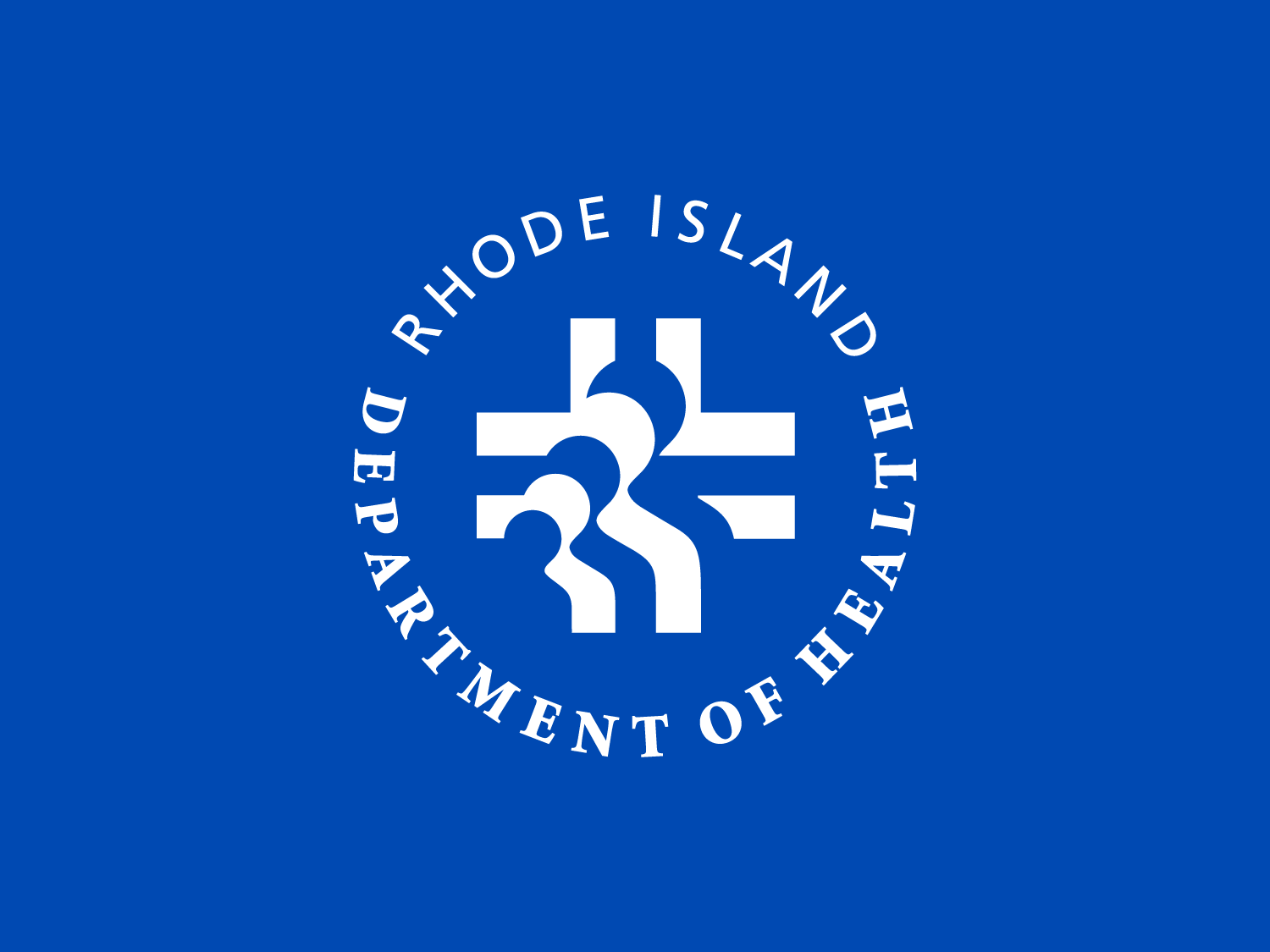RHODE ISLAND

DEPARTMENT OF HEALTH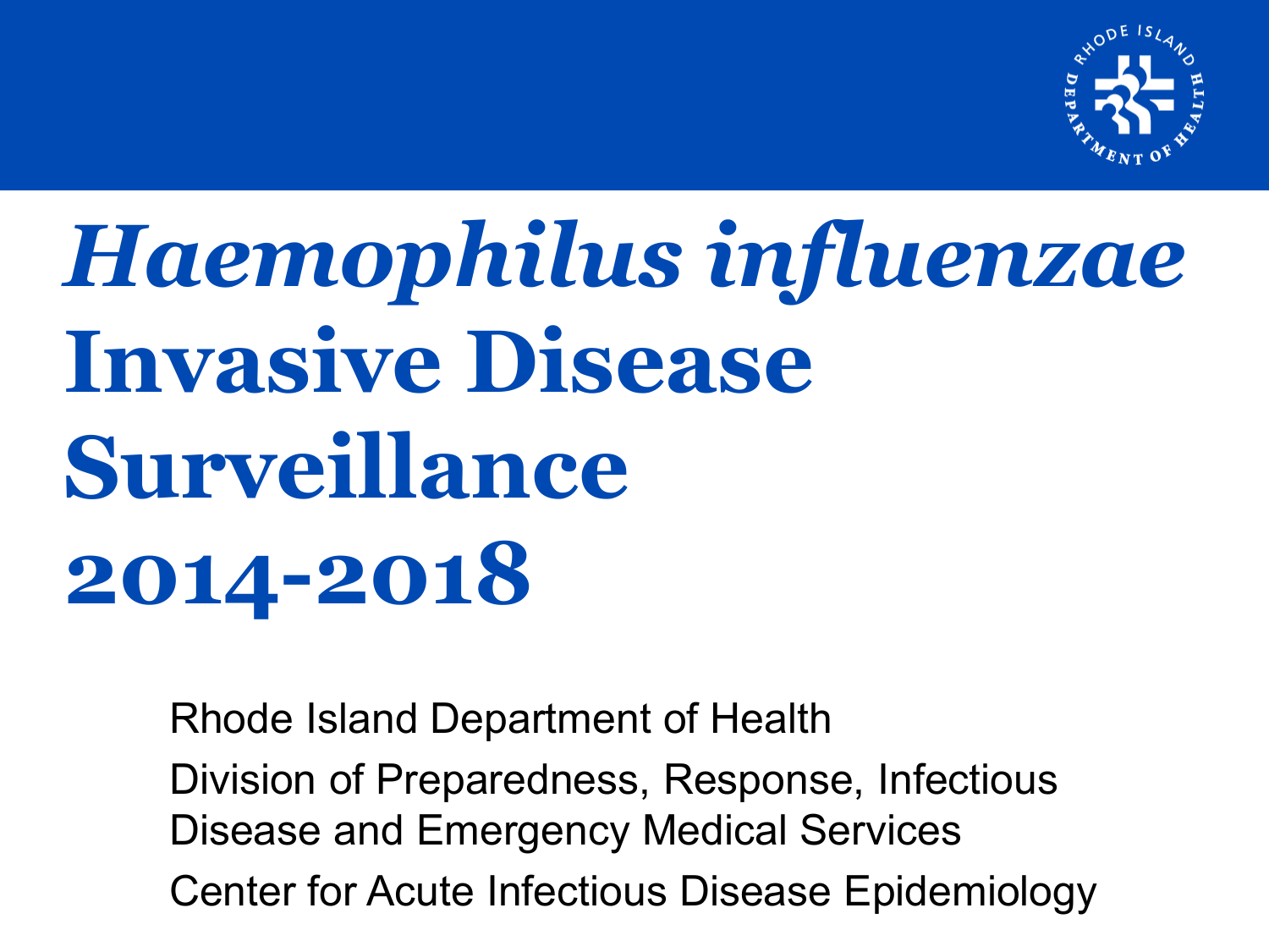# *Haemophilus influenzae* Invasive Disease Surveillance 2014-2018

Rhode Island Department of Health

Division of Preparedness, Response, Infectious Disease and Emergency Medical Services

Center for Acute Infectious Disease Epidemiology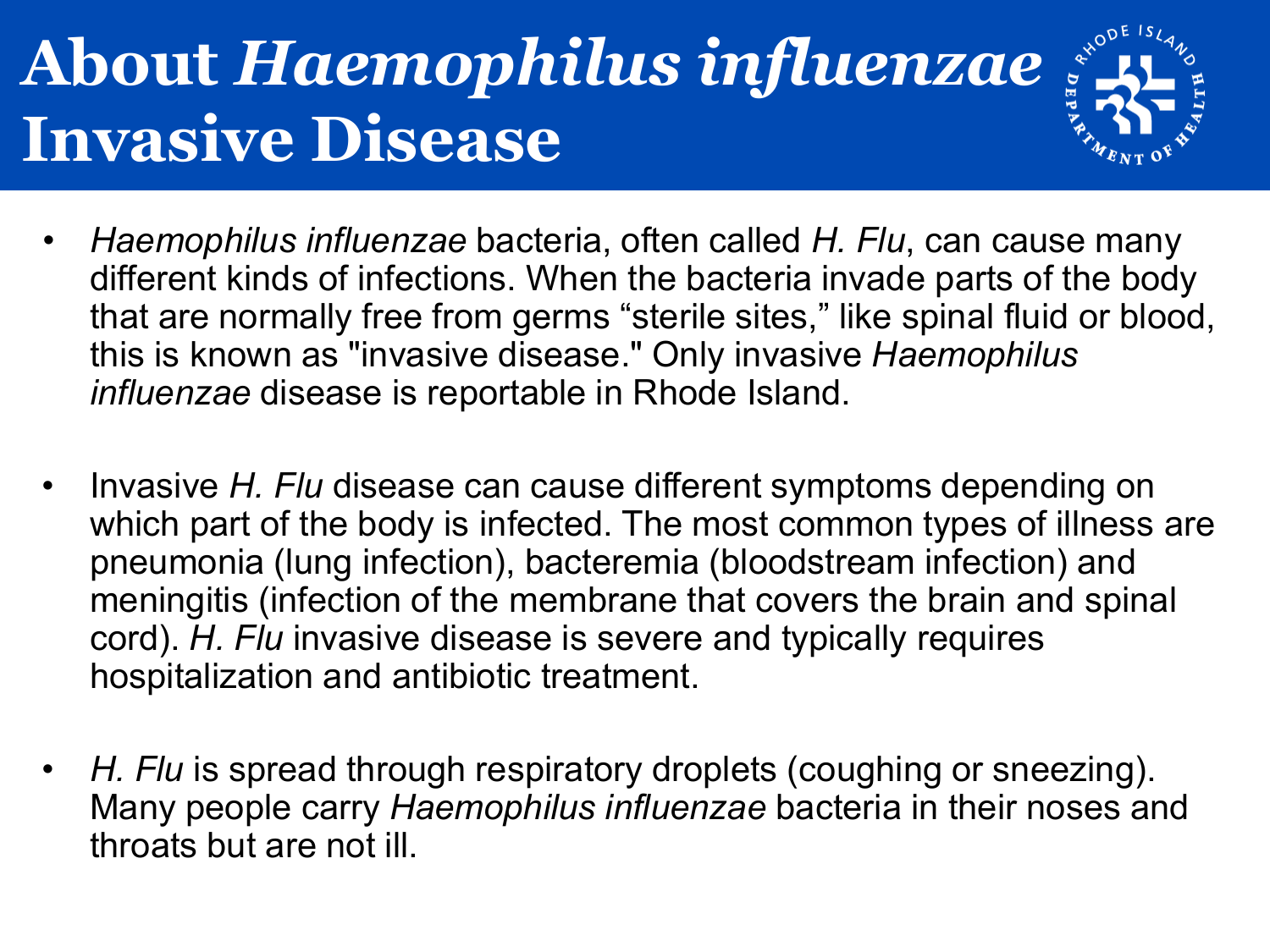# About *Haemophilus influenzae* Invasive Disease

- *Haemophilus influenzae* bacteria, often called *H. Flu*, can cause many different kinds of infections. When the bacteria invade parts of the body that are normally free from germs "sterile sites," like spinal fluid or blood, this is known as "invasive disease." Only invasive *Haemophilus influenzae* disease is reportable in Rhode Island.

- Invasive *H. Flu* disease can cause different symptoms depending on which part of the body is infected. The most common types of illness are pneumonia (lung infection), bacteremia (bloodstream infection) and meningitis (infection of the membrane that covers the brain and spinal cord). *H. Flu* invasive disease is severe and typically requires hospitalization and antibiotic treatment.

- *H. Flu* is spread through respiratory droplets (coughing or sneezing). Many people carry *Haemophilus influenzae* bacteria in their noses and throats but are not ill.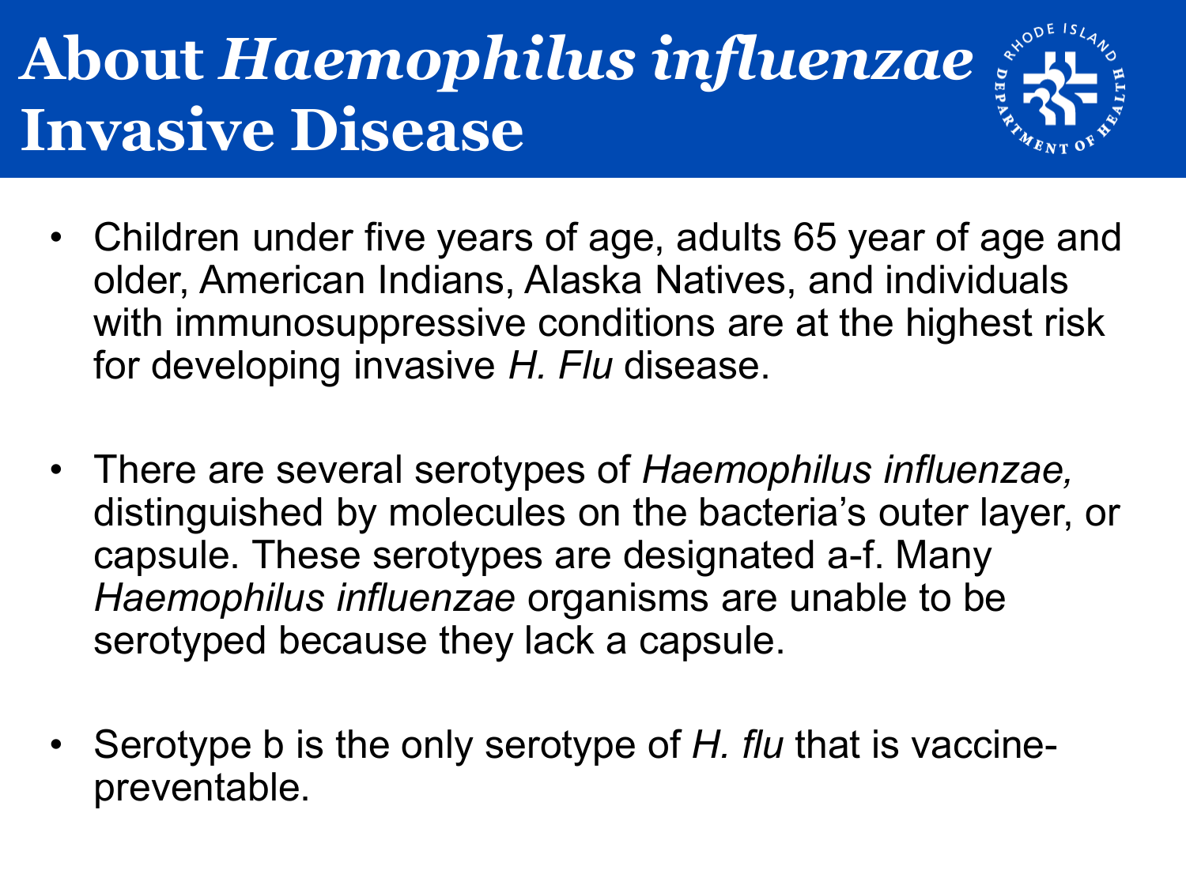# About *Haemophilus influenzae* Invasive Disease

- Children under five years of age, adults 65 year of age and older, American Indians, Alaska Natives, and individuals with immunosuppressive conditions are at the highest risk for developing invasive *H. Flu* disease.

- There are several serotypes of *Haemophilus influenzae,* distinguished by molecules on the bacteria's outer layer, or capsule. These serotypes are designated a-f. Many *Haemophilus influenzae* organisms are unable to be serotyped because they lack a capsule.

- Serotype b is the only serotype of *H. flu* that is vaccine-preventable.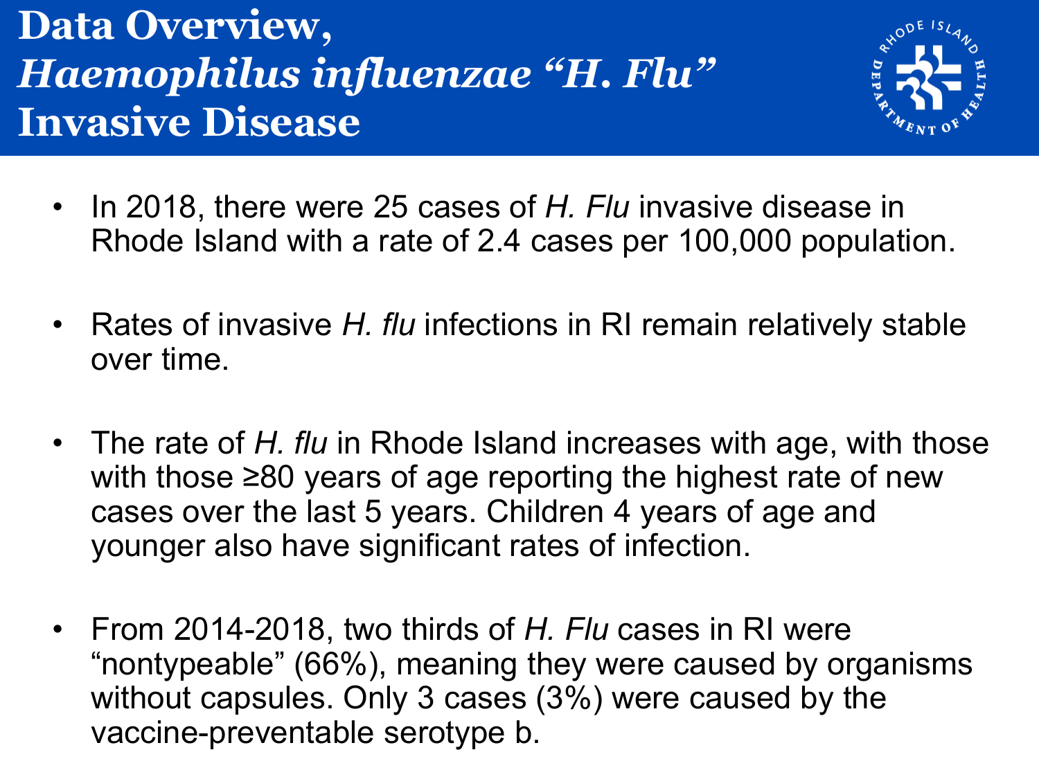# Data Overview, *Haemophilus influenzae "H. Flu"* Invasive Disease

- In 2018, there were 25 cases of *H. Flu* invasive disease in Rhode Island with a rate of 2.4 cases per 100,000 population.
- Rates of invasive *H. flu* infections in RI remain relatively stable over time.
- The rate of *H. flu* in Rhode Island increases with age, with those with those ≥80 years of age reporting the highest rate of new cases over the last 5 years. Children 4 years of age and younger also have significant rates of infection.
- From 2014-2018, two thirds of *H. Flu* cases in RI were "nontypeable" (66%), meaning they were caused by organisms without capsules. Only 3 cases (3%) were caused by the vaccine-preventable serotype b.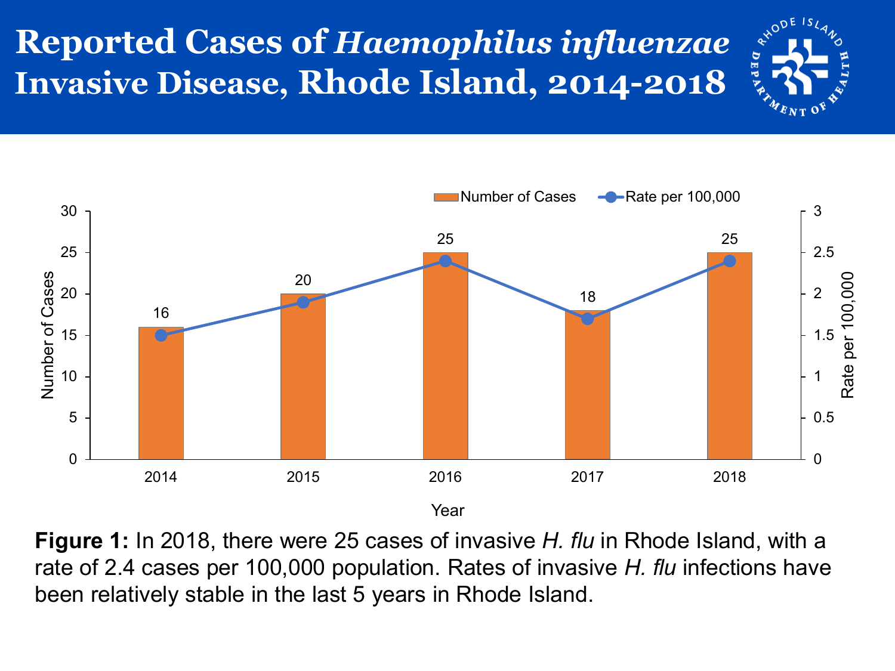# Reported Cases of *Haemophilus influenzae* Invasive Disease, Rhode Island, 2014-2018

| Year | Number of Cases | Rate per 100,000 |
|---|---|---|
| 2014 | 16 | |
| 2015 | 20 | |
| 2016 | 25 | |
| 2017 | 18 | |
| 2018 | 25 | |

**Figure 1:** In 2018, there were 25 cases of invasive *H. flu* in Rhode Island, with a rate of 2.4 cases per 100,000 population. Rates of invasive *H. flu* infections have been relatively stable in the last 5 years in Rhode Island.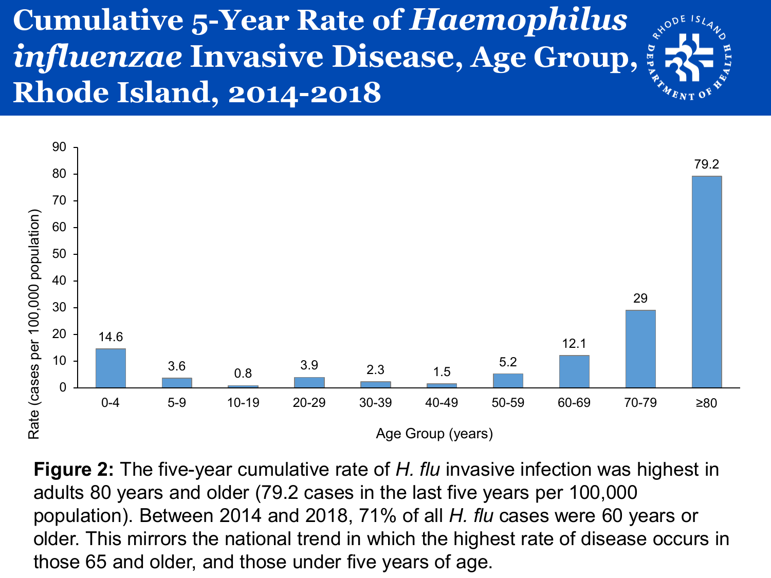# Cumulative 5-Year Rate of *Haemophilus influenzae* Invasive Disease, Age Group, Rhode Island, 2014-2018

| Age Group (years) | Rate (cases per 100,000 population) |
|---|---|
| 0-4 | 14.6 |
| 5-9 | 3.6 |
| 10-19 | 0.8 |
| 20-29 | 3.9 |
| 30-39 | 2.3 |
| 40-49 | 1.5 |
| 50-59 | 5.2 |
| 60-69 | 12.1 |
| 70-79 | 29 |
| ≥80 | 79.2 |

**Figure 2:** The five-year cumulative rate of *H. flu* invasive infection was highest in adults 80 years and older (79.2 cases in the last five years per 100,000 population). Between 2014 and 2018, 71% of all *H. flu* cases were 60 years or older. This mirrors the national trend in which the highest rate of disease occurs in those 65 and older, and those under five years of age.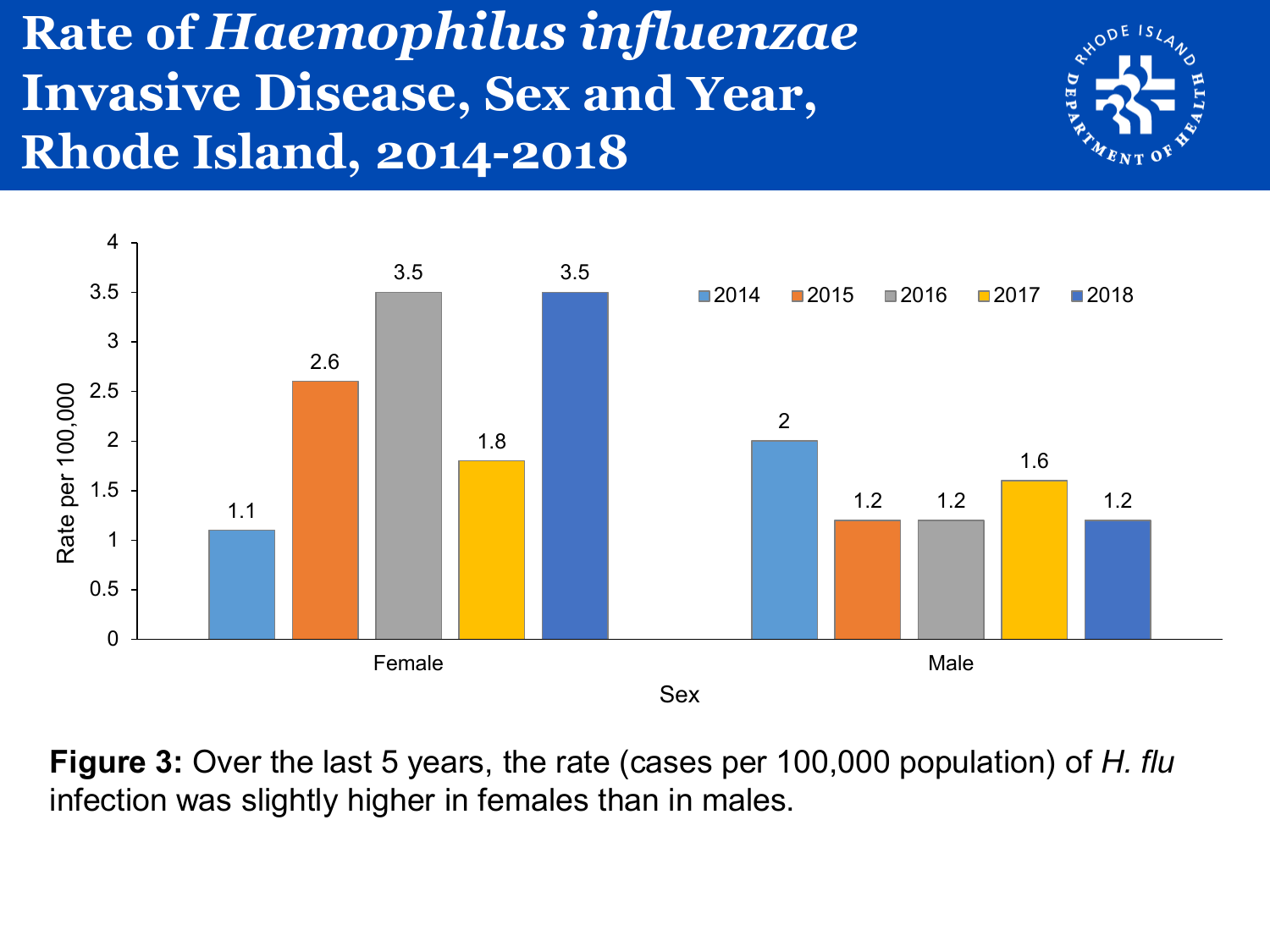# Rate of *Haemophilus influenzae* Invasive Disease, Sex and Year, Rhode Island, 2014-2018

| Sex | 2014 | 2015 | 2016 | 2017 | 2018 |
|---|---|---|---|---|---|
| Female | 1.1 | 2.6 | 3.5 | 1.8 | 3.5 |
| Male | 2 | 1.2 | 1.2 | 1.6 | 1.2 |

**Figure 3:** Over the last 5 years, the rate (cases per 100,000 population) of *H. flu* infection was slightly higher in females than in males.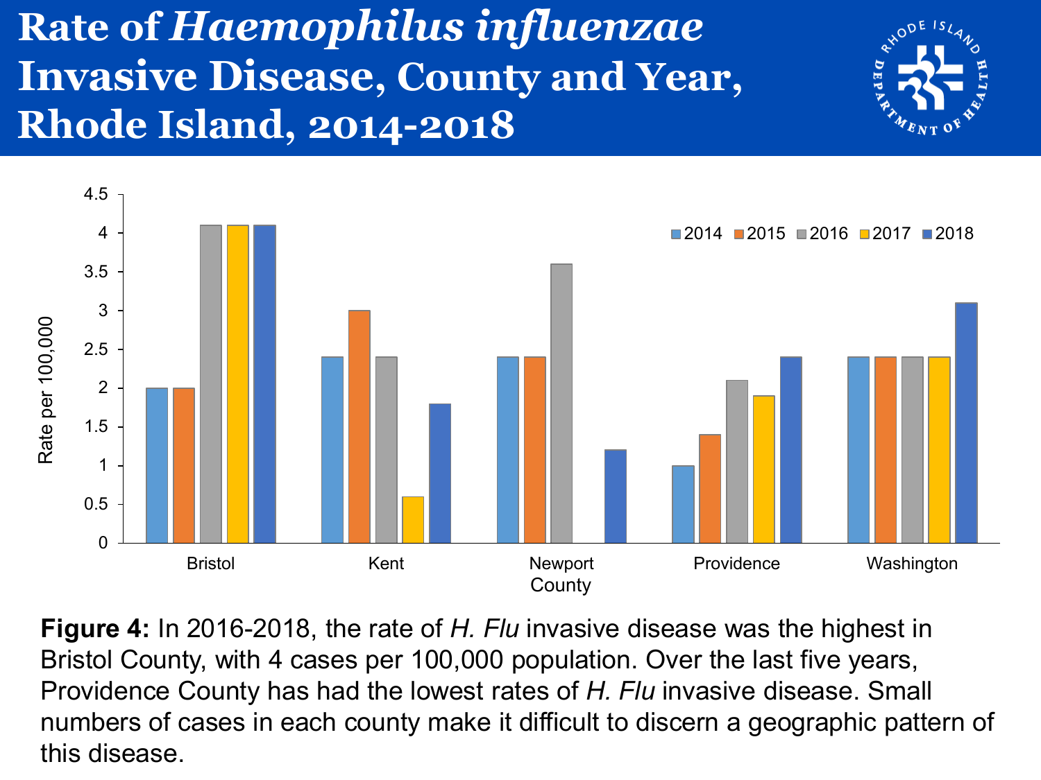# Rate of *Haemophilus influenzae* Invasive Disease, County and Year, Rhode Island, 2014-2018

| County | 2014 | 2015 | 2016 | 2017 | 2018 |
|---|---|---|---|---|---|
| Bristol | 2 | 2 | 4.1 | 4.1 | 4.1 |
| Kent | 2.4 | 3 | 2.4 | 0.6 | 1.8 |
| Newport County | 2.4 | 2.4 | 3.6 | | 1.2 |
| Providence | 1 | 1.4 | 2.1 | 1.9 | 2.4 |
| Washington | 2.4 | 2.4 | 2.4 | 2.4 | 3.1 |

Rate per 100,000

**Figure 4:** In 2016-2018, the rate of *H. Flu* invasive disease was the highest in Bristol County, with 4 cases per 100,000 population. Over the last five years, Providence County has had the lowest rates of *H. Flu* invasive disease. Small numbers of cases in each county make it difficult to discern a geographic pattern of this disease.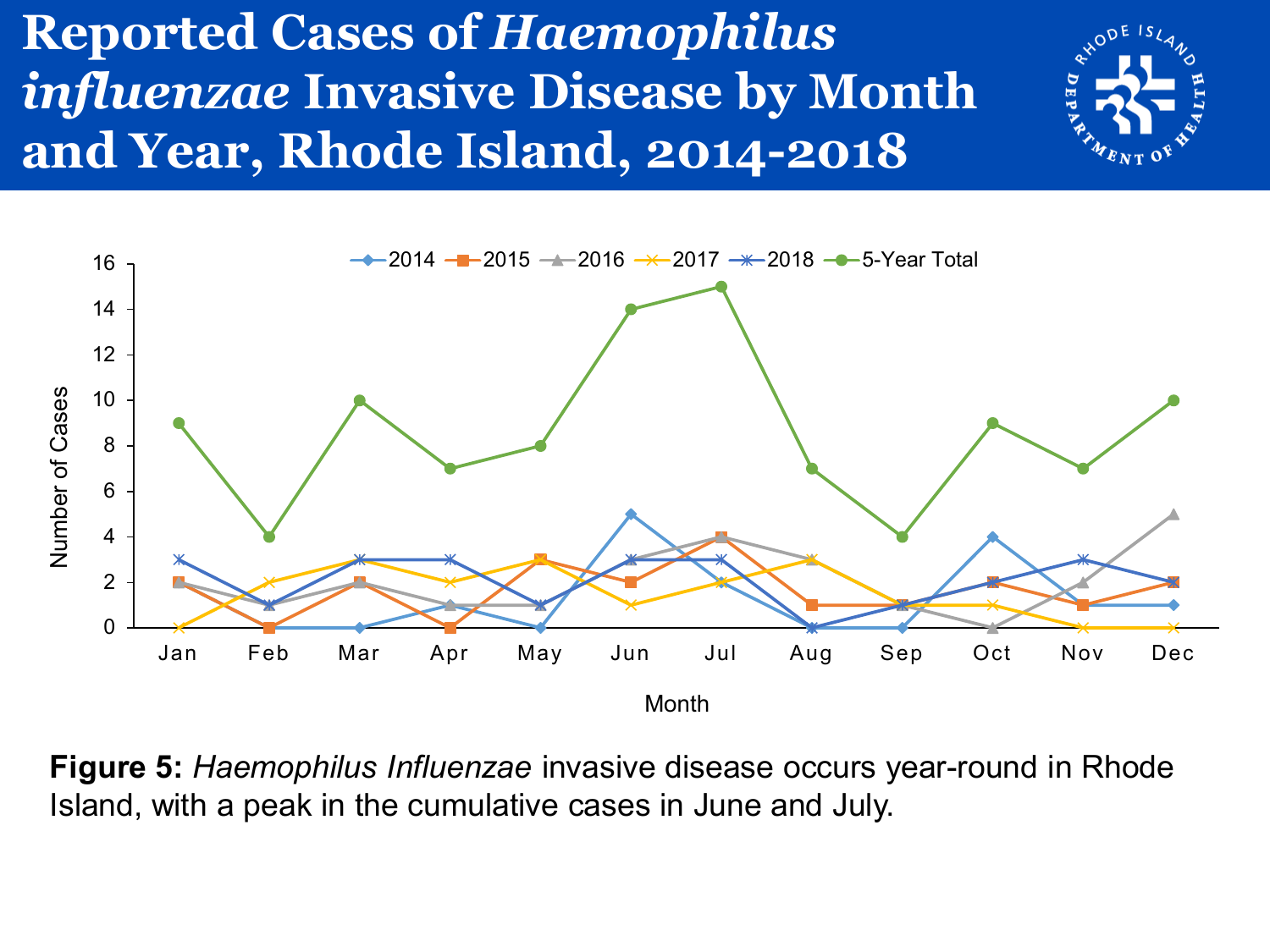# Reported Cases of *Haemophilus influenzae* Invasive Disease by Month and Year, Rhode Island, 2014-2018

**Figure 5:** *Haemophilus Influenzae* invasive disease occurs year-round in Rhode Island, with a peak in the cumulative cases in June and July.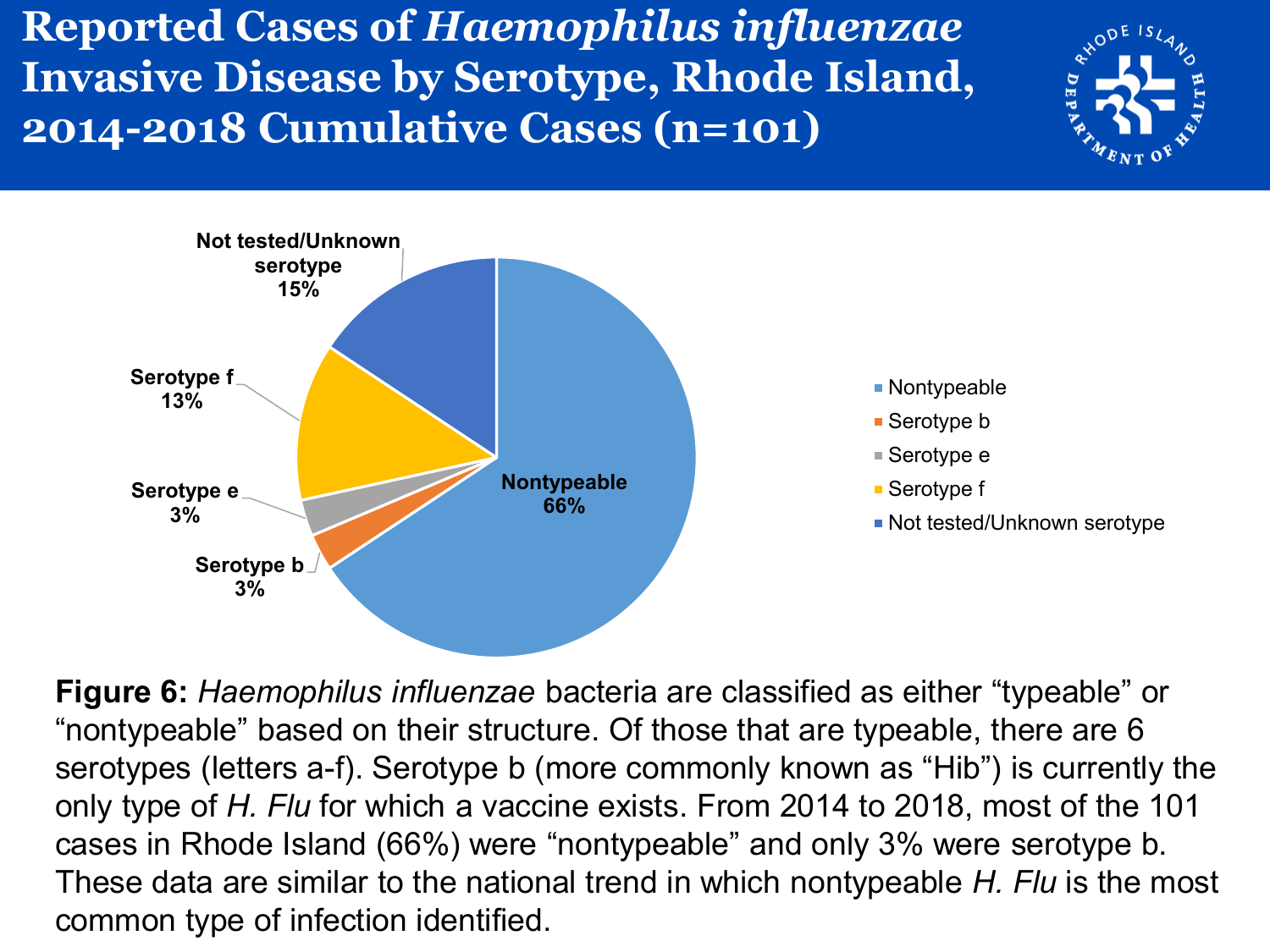# Reported Cases of *Haemophilus influenzae* Invasive Disease by Serotype, Rhode Island, 2014-2018 Cumulative Cases (n=101)

| Serotype | Percent |
| --- | --- |
| Nontypeable | 66% |
| Serotype b | 3% |
| Serotype e | 3% |
| Serotype f | 13% |
| Not tested/Unknown serotype | 15% |

**Figure 6:** *Haemophilus influenzae* bacteria are classified as either "typeable" or "nontypeable" based on their structure. Of those that are typeable, there are 6 serotypes (letters a-f). Serotype b (more commonly known as "Hib") is currently the only type of *H. Flu* for which a vaccine exists. From 2014 to 2018, most of the 101 cases in Rhode Island (66%) were "nontypeable" and only 3% were serotype b. These data are similar to the national trend in which nontypeable *H. Flu* is the most common type of infection identified.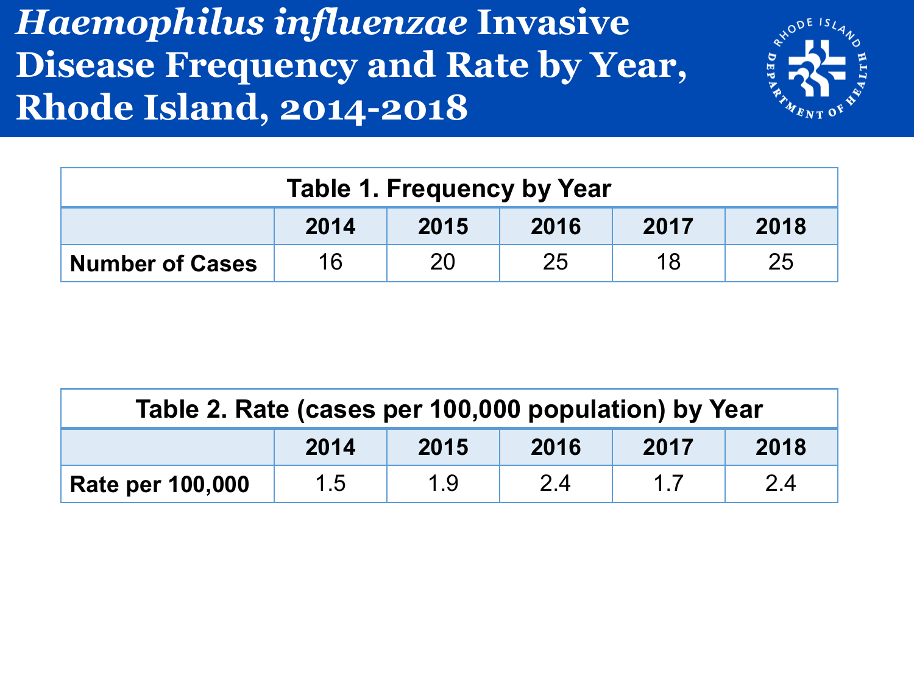# *Haemophilus influenzae* Invasive Disease Frequency and Rate by Year, Rhode Island, 2014-2018

**Table 1. Frequency by Year**

| | 2014 | 2015 | 2016 | 2017 | 2018 |
|---|---|---|---|---|---|
| **Number of Cases** | 16 | 20 | 25 | 18 | 25 |

**Table 2. Rate (cases per 100,000 population) by Year**

| | 2014 | 2015 | 2016 | 2017 | 2018 |
|---|---|---|---|---|---|
| **Rate per 100,000** | 1.5 | 1.9 | 2.4 | 1.7 | 2.4 |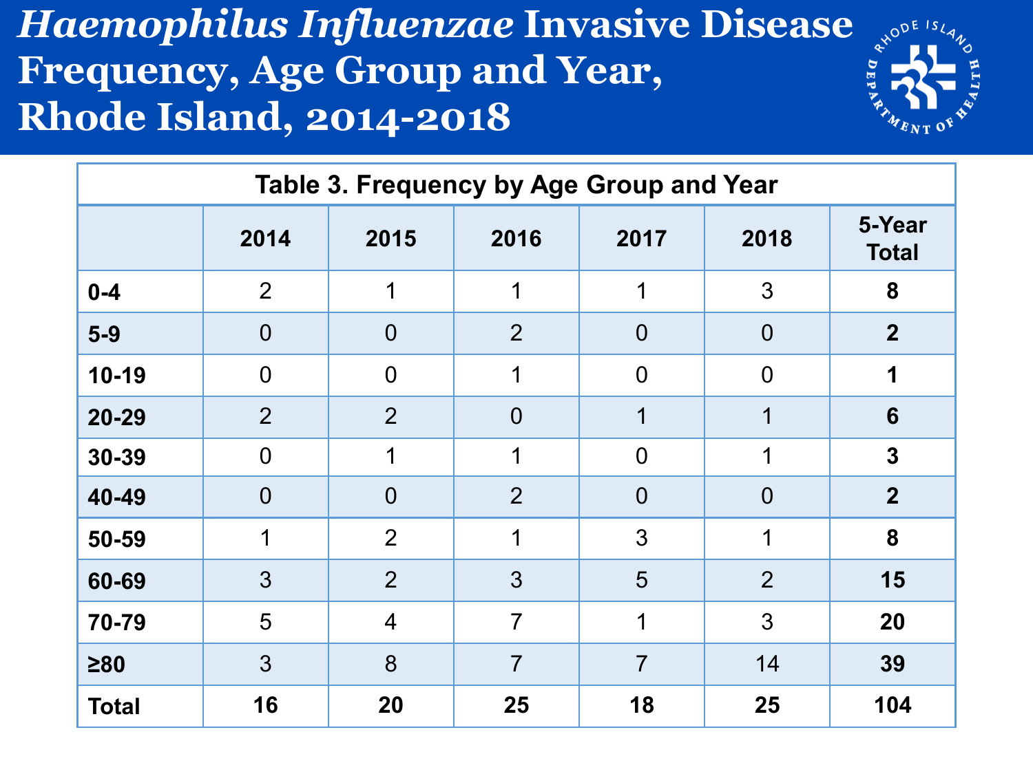# *Haemophilus Influenzae* Invasive Disease Frequency, Age Group and Year, Rhode Island, 2014-2018

**Table 3. Frequency by Age Group and Year**

| | 2014 | 2015 | 2016 | 2017 | 2018 | 5-Year Total |
|---|---|---|---|---|---|---|
| **0-4** | 2 | 1 | 1 | 1 | 3 | **8** |
| **5-9** | 0 | 0 | 2 | 0 | 0 | **2** |
| **10-19** | 0 | 0 | 1 | 0 | 0 | **1** |
| **20-29** | 2 | 2 | 0 | 1 | 1 | **6** |
| **30-39** | 0 | 1 | 1 | 0 | 1 | **3** |
| **40-49** | 0 | 0 | 2 | 0 | 0 | **2** |
| **50-59** | 1 | 2 | 1 | 3 | 1 | **8** |
| **60-69** | 3 | 2 | 3 | 5 | 2 | **15** |
| **70-79** | 5 | 4 | 7 | 1 | 3 | **20** |
| **≥80** | 3 | 8 | 7 | 7 | 14 | **39** |
| **Total** | **16** | **20** | **25** | **18** | **25** | **104** |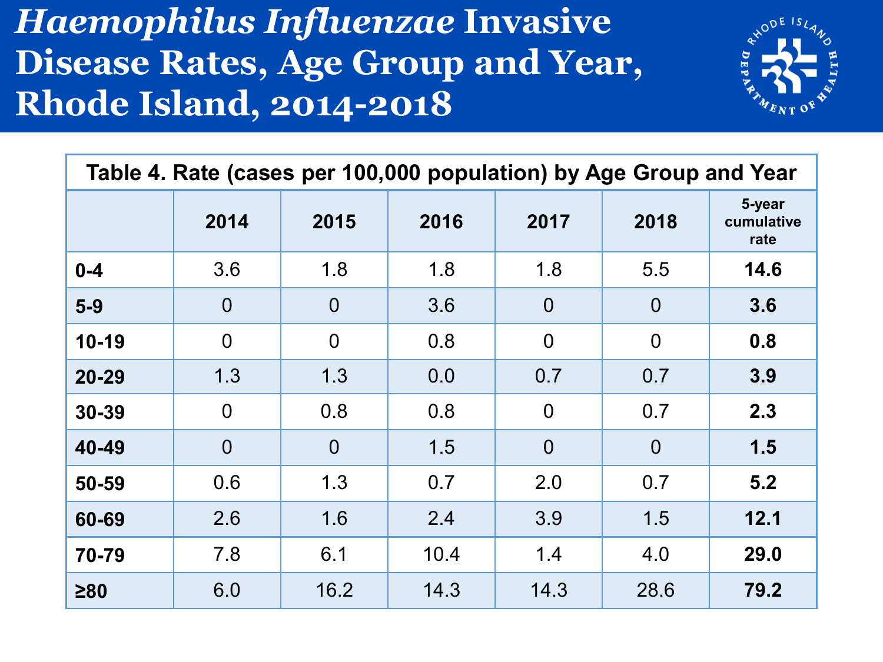# *Haemophilus Influenzae* Invasive Disease Rates, Age Group and Year, Rhode Island, 2014-2018

**Table 4. Rate (cases per 100,000 population) by Age Group and Year**

| | 2014 | 2015 | 2016 | 2017 | 2018 | 5-year cumulative rate |
|---|---|---|---|---|---|---|
| **0-4** | 3.6 | 1.8 | 1.8 | 1.8 | 5.5 | **14.6** |
| **5-9** | 0 | 0 | 3.6 | 0 | 0 | **3.6** |
| **10-19** | 0 | 0 | 0.8 | 0 | 0 | **0.8** |
| **20-29** | 1.3 | 1.3 | 0.0 | 0.7 | 0.7 | **3.9** |
| **30-39** | 0 | 0.8 | 0.8 | 0 | 0.7 | **2.3** |
| **40-49** | 0 | 0 | 1.5 | 0 | 0 | **1.5** |
| **50-59** | 0.6 | 1.3 | 0.7 | 2.0 | 0.7 | **5.2** |
| **60-69** | 2.6 | 1.6 | 2.4 | 3.9 | 1.5 | **12.1** |
| **70-79** | 7.8 | 6.1 | 10.4 | 1.4 | 4.0 | **29.0** |
| **≥80** | 6.0 | 16.2 | 14.3 | 14.3 | 28.6 | **79.2** |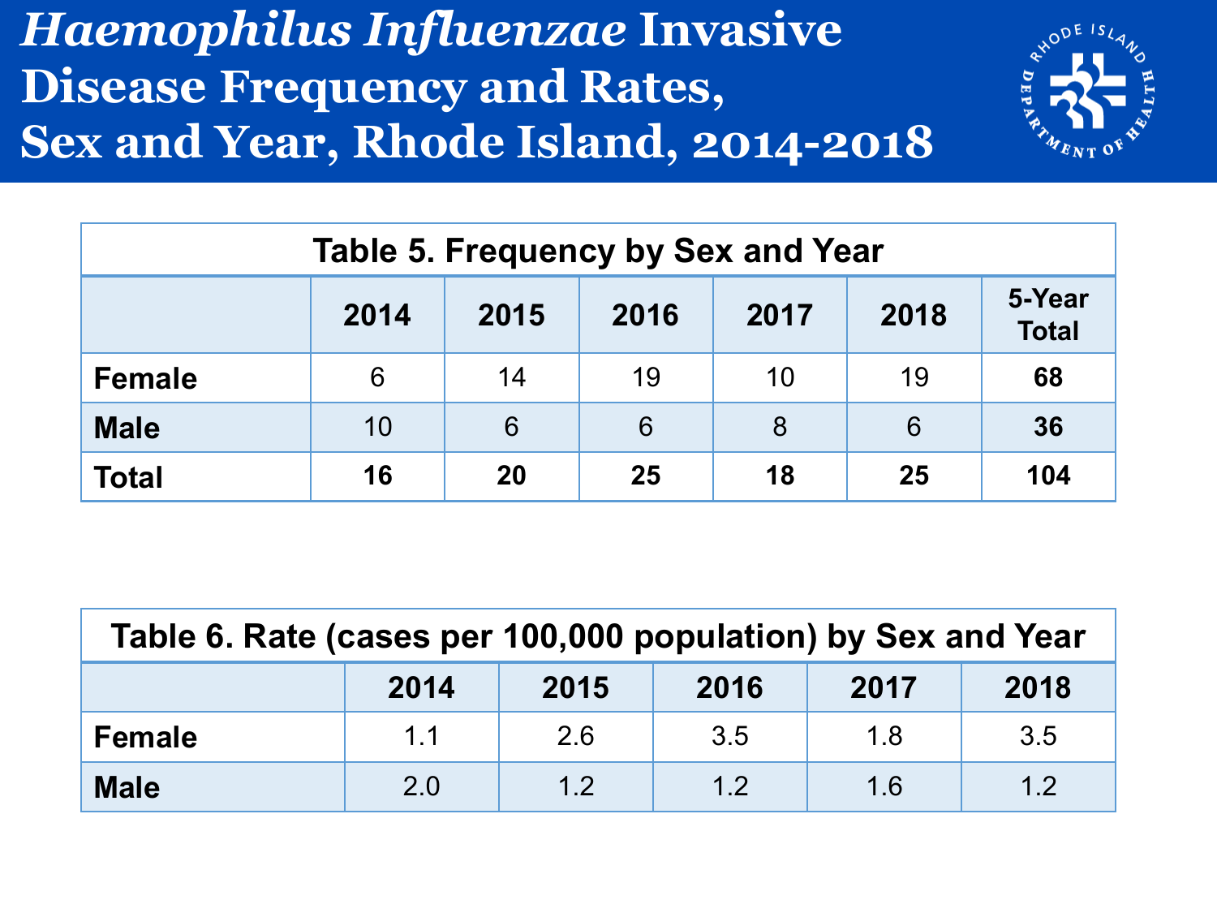# *Haemophilus Influenzae* Invasive Disease Frequency and Rates, Sex and Year, Rhode Island, 2014-2018

**Table 5. Frequency by Sex and Year**

| | 2014 | 2015 | 2016 | 2017 | 2018 | 5-Year Total |
|---|---|---|---|---|---|---|
| **Female** | 6 | 14 | 19 | 10 | 19 | **68** |
| **Male** | 10 | 6 | 6 | 8 | 6 | **36** |
| **Total** | **16** | **20** | **25** | **18** | **25** | **104** |

**Table 6. Rate (cases per 100,000 population) by Sex and Year**

| | 2014 | 2015 | 2016 | 2017 | 2018 |
|---|---|---|---|---|---|
| **Female** | 1.1 | 2.6 | 3.5 | 1.8 | 3.5 |
| **Male** | 2.0 | 1.2 | 1.2 | 1.6 | 1.2 |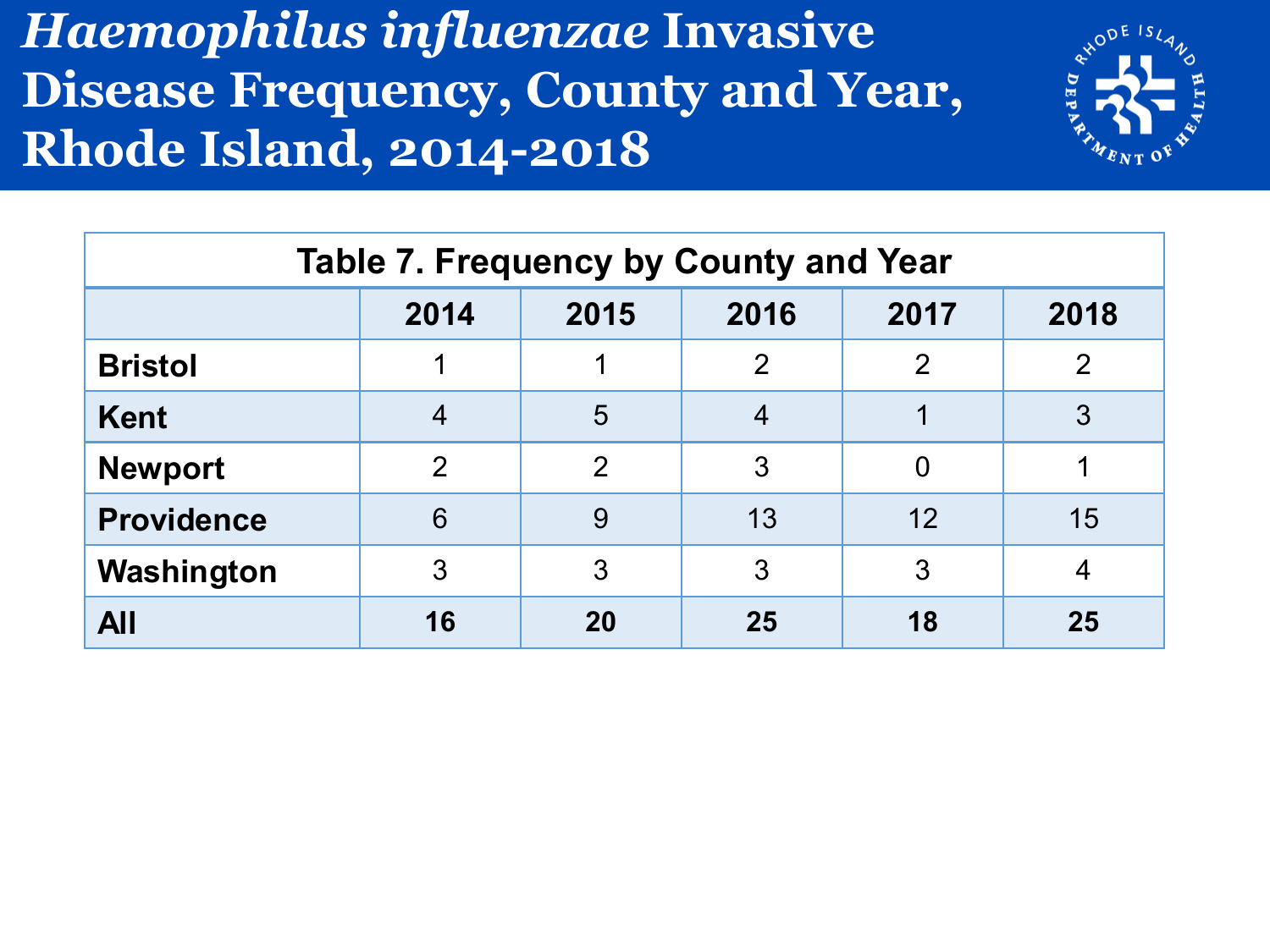# *Haemophilus influenzae* Invasive Disease Frequency, County and Year, Rhode Island, 2014-2018

**Table 7. Frequency by County and Year**

| | 2014 | 2015 | 2016 | 2017 | 2018 |
|---|---|---|---|---|---|
| **Bristol** | 1 | 1 | 2 | 2 | 2 |
| **Kent** | 4 | 5 | 4 | 1 | 3 |
| **Newport** | 2 | 2 | 3 | 0 | 1 |
| **Providence** | 6 | 9 | 13 | 12 | 15 |
| **Washington** | 3 | 3 | 3 | 3 | 4 |
| **All** | **16** | **20** | **25** | **18** | **25** |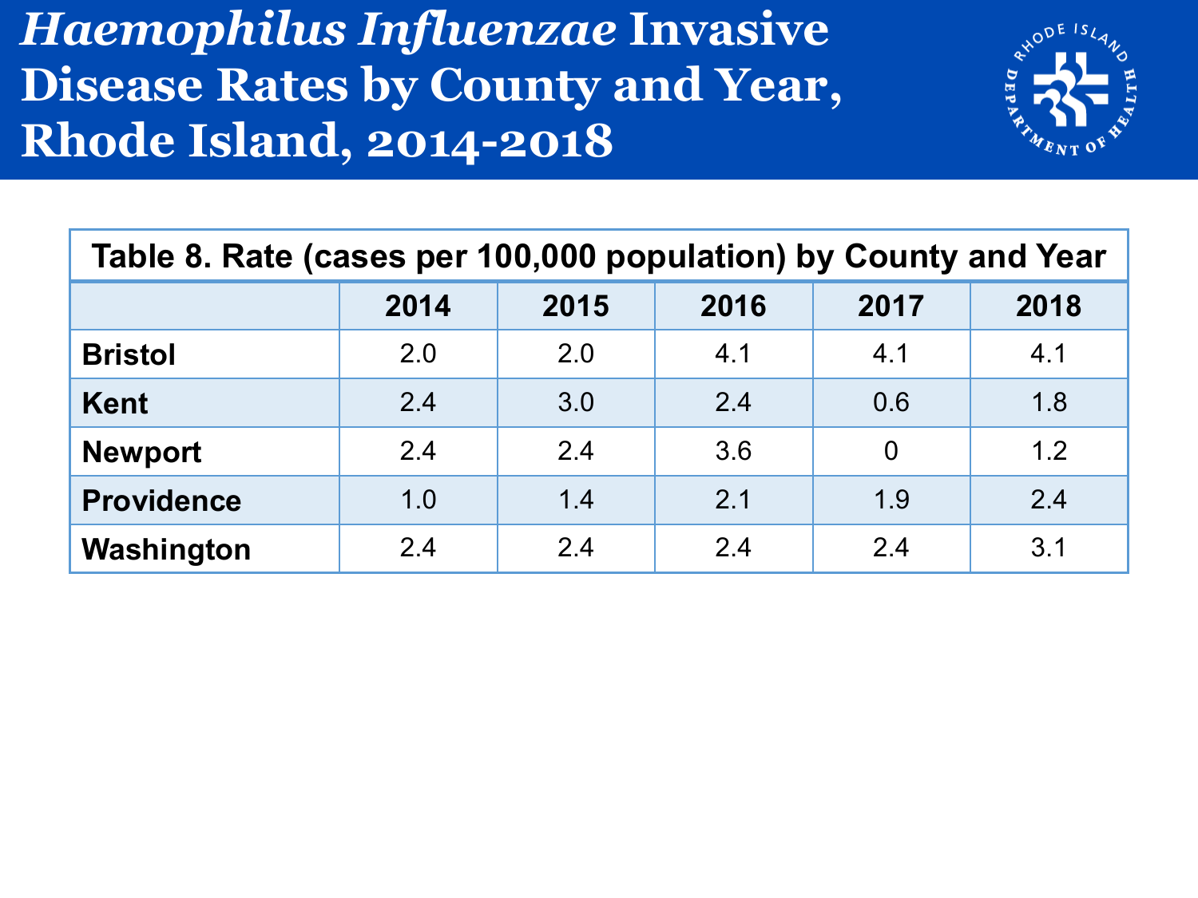# *Haemophilus Influenzae* Invasive Disease Rates by County and Year, Rhode Island, 2014-2018

| Table 8. Rate (cases per 100,000 population) by County and Year | | | | | |
|---|---|---|---|---|---|
| | **2014** | **2015** | **2016** | **2017** | **2018** |
| **Bristol** | 2.0 | 2.0 | 4.1 | 4.1 | 4.1 |
| **Kent** | 2.4 | 3.0 | 2.4 | 0.6 | 1.8 |
| **Newport** | 2.4 | 2.4 | 3.6 | 0 | 1.2 |
| **Providence** | 1.0 | 1.4 | 2.1 | 1.9 | 2.4 |
| **Washington** | 2.4 | 2.4 | 2.4 | 2.4 | 3.1 |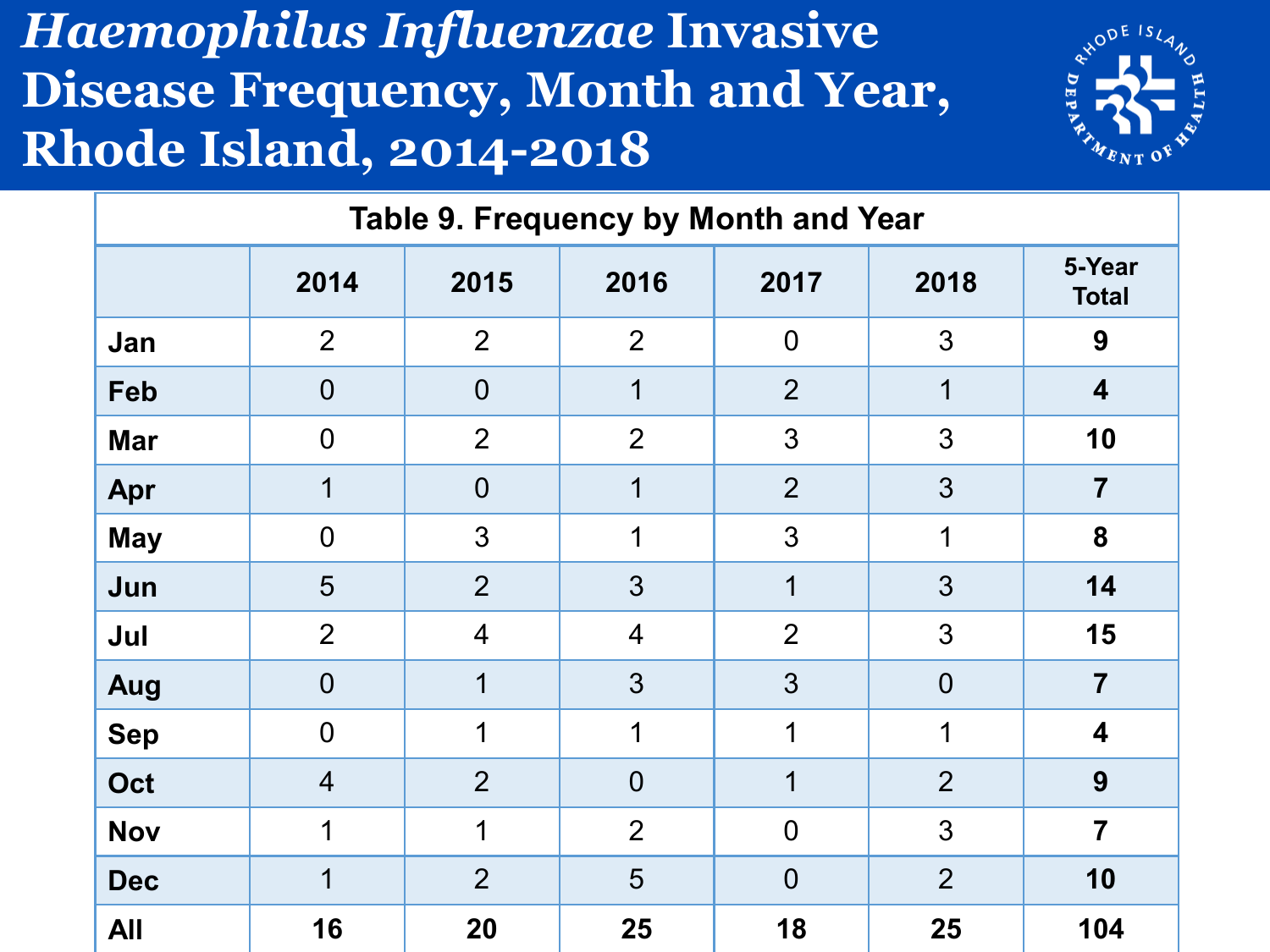# *Haemophilus Influenzae* Invasive Disease Frequency, Month and Year, Rhode Island, 2014-2018

**Table 9. Frequency by Month and Year**

| | 2014 | 2015 | 2016 | 2017 | 2018 | 5-Year Total |
|---|---|---|---|---|---|---|
| **Jan** | 2 | 2 | 2 | 0 | 3 | **9** |
| **Feb** | 0 | 0 | 1 | 2 | 1 | **4** |
| **Mar** | 0 | 2 | 2 | 3 | 3 | **10** |
| **Apr** | 1 | 0 | 1 | 2 | 3 | **7** |
| **May** | 0 | 3 | 1 | 3 | 1 | **8** |
| **Jun** | 5 | 2 | 3 | 1 | 3 | **14** |
| **Jul** | 2 | 4 | 4 | 2 | 3 | **15** |
| **Aug** | 0 | 1 | 3 | 3 | 0 | **7** |
| **Sep** | 0 | 1 | 1 | 1 | 1 | **4** |
| **Oct** | 4 | 2 | 0 | 1 | 2 | **9** |
| **Nov** | 1 | 1 | 2 | 0 | 3 | **7** |
| **Dec** | 1 | 2 | 5 | 0 | 2 | **10** |
| **All** | **16** | **20** | **25** | **18** | **25** | **104** |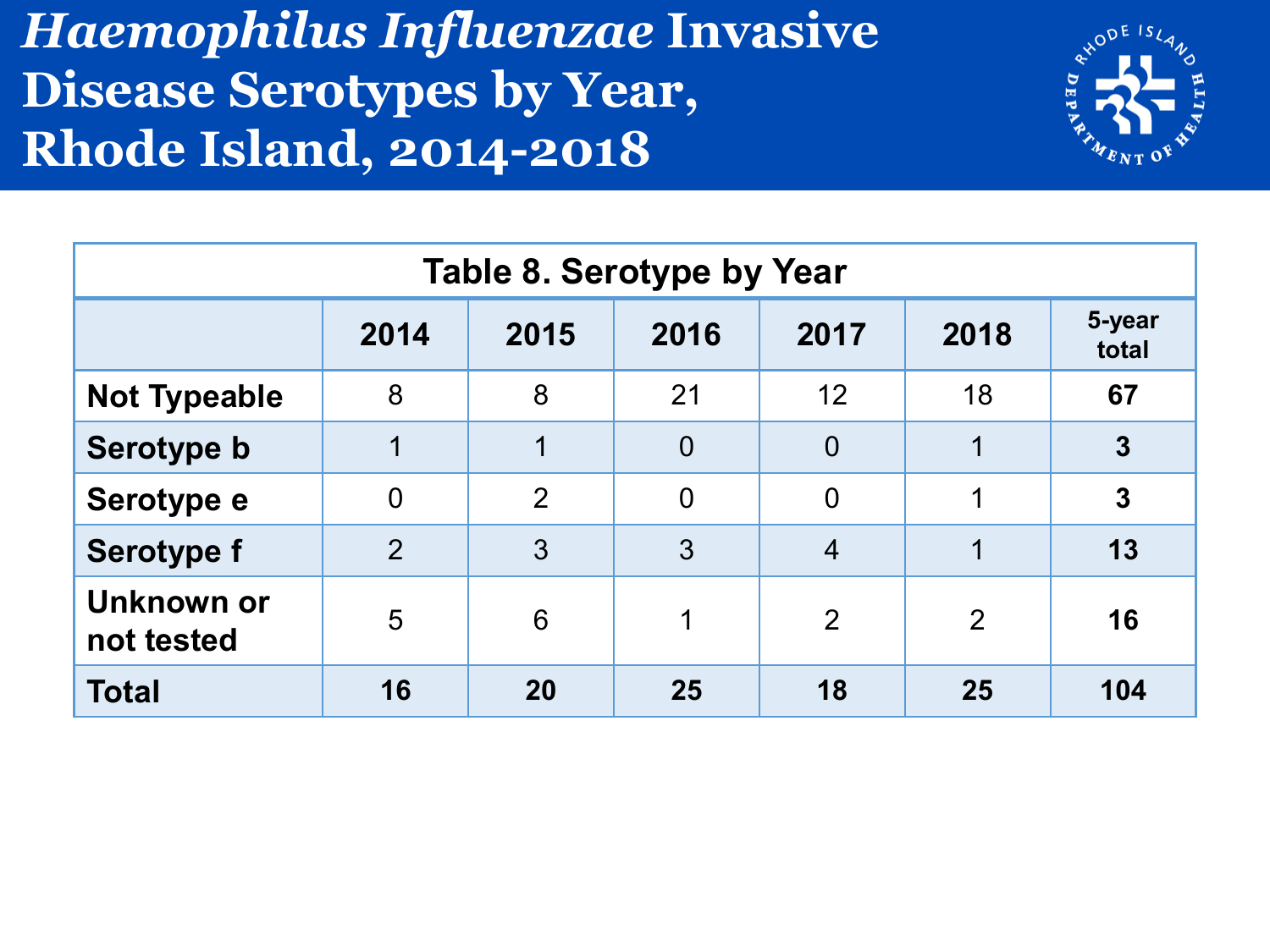# *Haemophilus Influenzae* Invasive Disease Serotypes by Year, Rhode Island, 2014-2018

**Table 8. Serotype by Year**

| | 2014 | 2015 | 2016 | 2017 | 2018 | 5-year total |
|---|---|---|---|---|---|---|
| **Not Typeable** | 8 | 8 | 21 | 12 | 18 | **67** |
| **Serotype b** | 1 | 1 | 0 | 0 | 1 | **3** |
| **Serotype e** | 0 | 2 | 0 | 0 | 1 | **3** |
| **Serotype f** | 2 | 3 | 3 | 4 | 1 | **13** |
| **Unknown or not tested** | 5 | 6 | 1 | 2 | 2 | **16** |
| **Total** | **16** | **20** | **25** | **18** | **25** | **104** |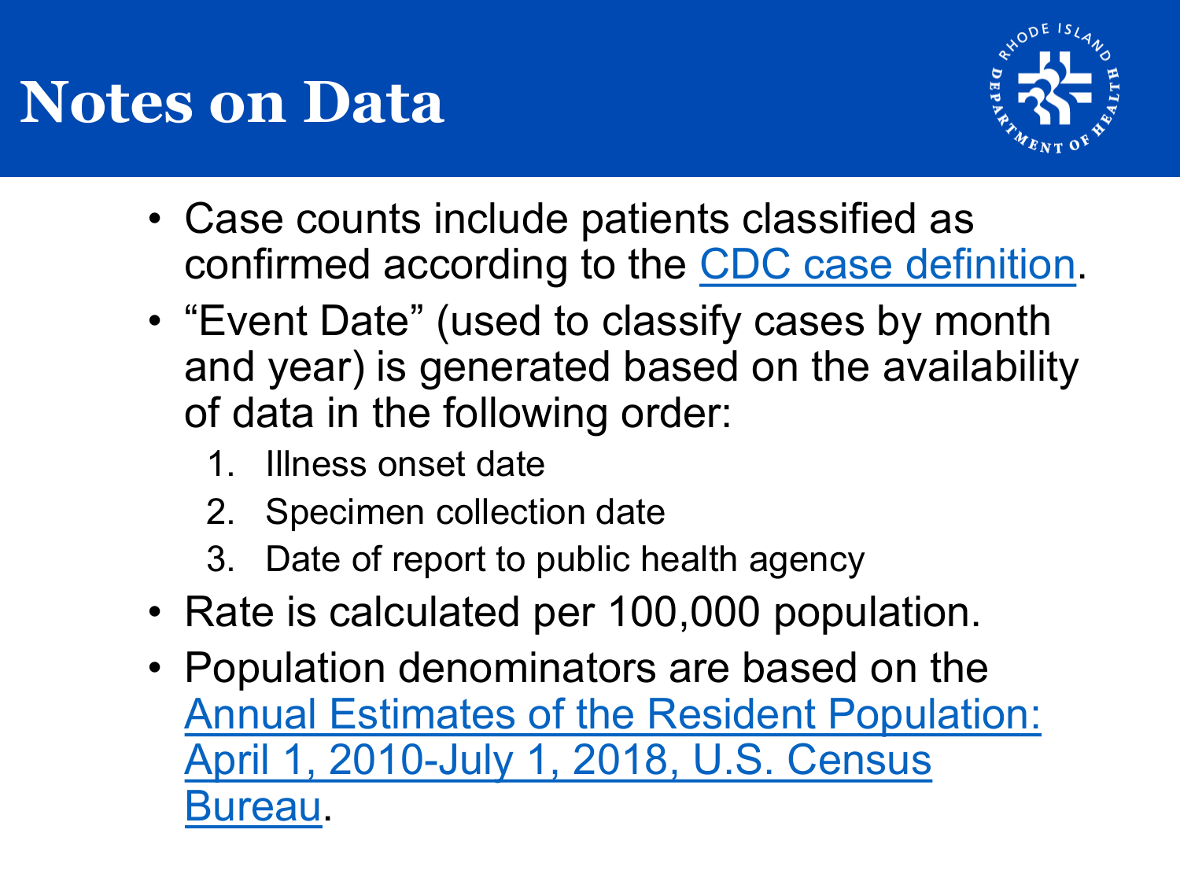# Notes on Data

- Case counts include patients classified as confirmed according to the CDC case definition.
- "Event Date" (used to classify cases by month and year) is generated based on the availability of data in the following order:
  1. Illness onset date
  2. Specimen collection date
  3. Date of report to public health agency
- Rate is calculated per 100,000 population.
- Population denominators are based on the Annual Estimates of the Resident Population: April 1, 2010-July 1, 2018, U.S. Census Bureau.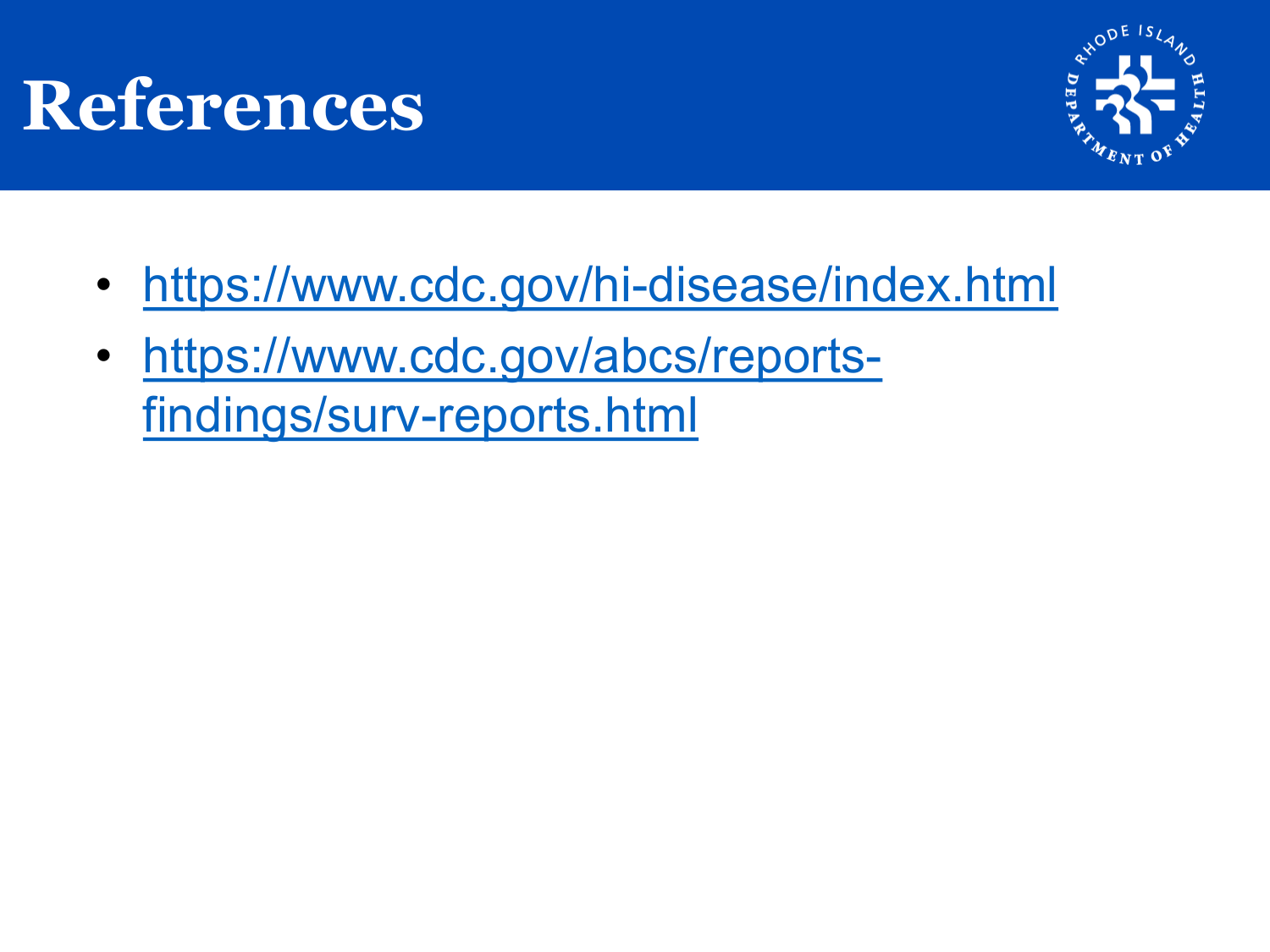# References

- https://www.cdc.gov/hi-disease/index.html
- https://www.cdc.gov/abcs/reports-findings/surv-reports.html